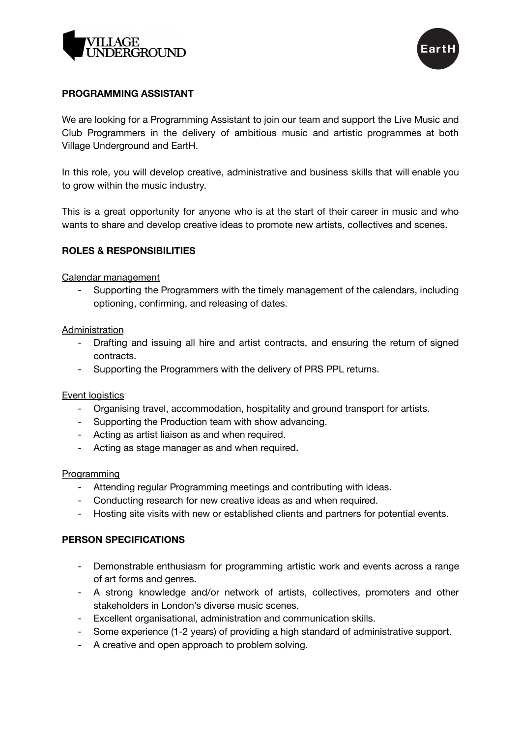# PROGRAMMING ASSISTANT

We are looking for a Programming Assistant to join our team and support the Live Music and Club Programmers in the delivery of ambitious music and artistic programmes at both Village Underground and EartH.

In this role, you will develop creative, administrative and business skills that will enable you to grow within the music industry.

This is a great opportunity for anyone who is at the start of their career in music and who wants to share and develop creative ideas to promote new artists, collectives and scenes.

## ROLES & RESPONSIBILITIES

### Calendar management

- Supporting the Programmers with the timely management of the calendars, including optioning, confirming, and releasing of dates.

### Administration

- Drafting and issuing all hire and artist contracts, and ensuring the return of signed contracts.
- Supporting the Programmers with the delivery of PRS PPL returns.

### Event logistics

- Organising travel, accommodation, hospitality and ground transport for artists.
- Supporting the Production team with show advancing.
- Acting as artist liaison as and when required.
- Acting as stage manager as and when required.

### Programming

- Attending regular Programming meetings and contributing with ideas.
- Conducting research for new creative ideas as and when required.
- Hosting site visits with new or established clients and partners for potential events.

## PERSON SPECIFICATIONS

- Demonstrable enthusiasm for programming artistic work and events across a range of art forms and genres.
- A strong knowledge and/or network of artists, collectives, promoters and other stakeholders in London's diverse music scenes.
- Excellent organisational, administration and communication skills.
- Some experience (1-2 years) of providing a high standard of administrative support.
- A creative and open approach to problem solving.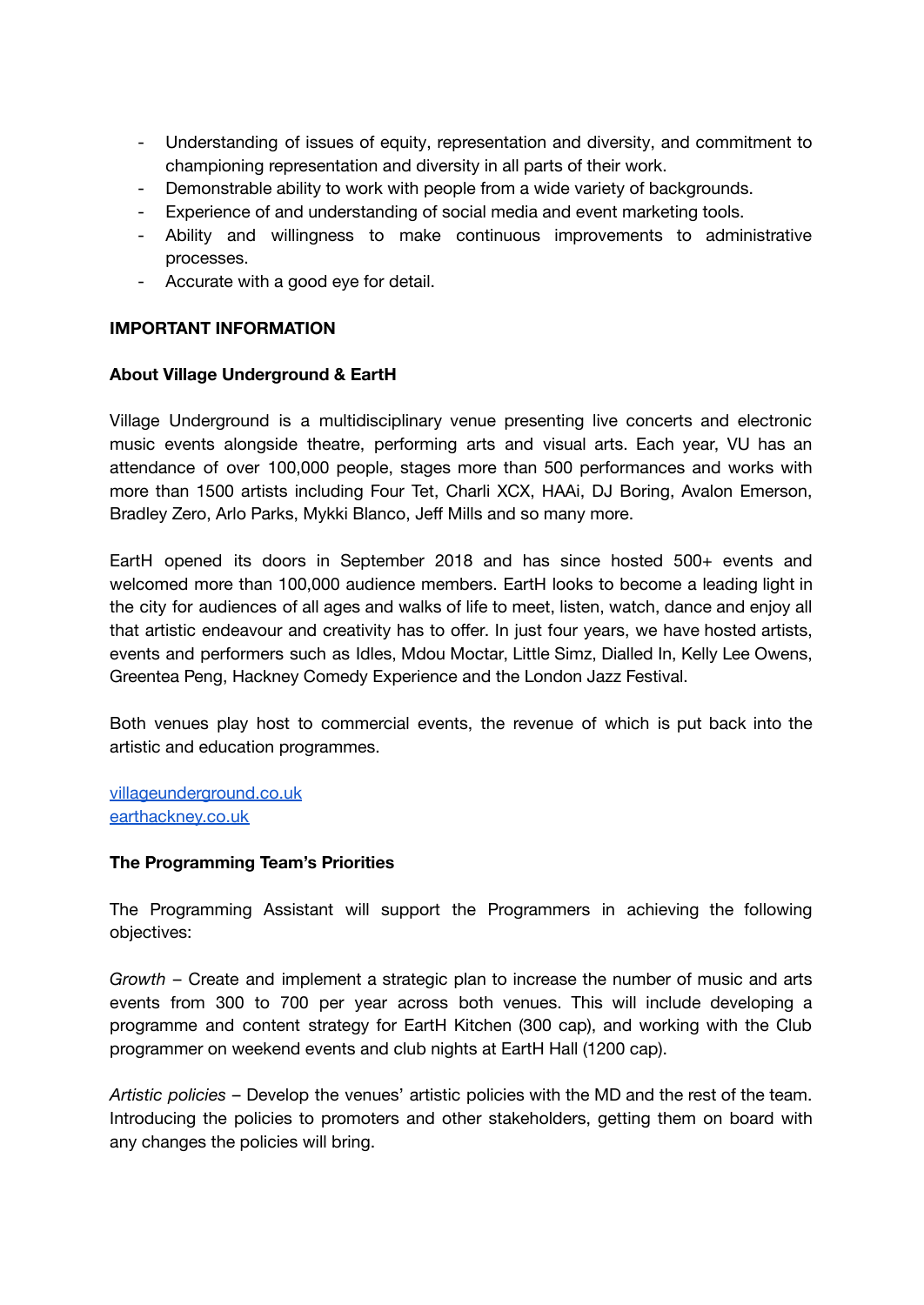- Understanding of issues of equity, representation and diversity, and commitment to championing representation and diversity in all parts of their work.
- Demonstrable ability to work with people from a wide variety of backgrounds.
- Experience of and understanding of social media and event marketing tools.
- Ability and willingness to make continuous improvements to administrative processes.
- Accurate with a good eye for detail.

**IMPORTANT INFORMATION**

**About Village Underground & EartH**

Village Underground is a multidisciplinary venue presenting live concerts and electronic music events alongside theatre, performing arts and visual arts. Each year, VU has an attendance of over 100,000 people, stages more than 500 performances and works with more than 1500 artists including Four Tet, Charli XCX, HAAi, DJ Boring, Avalon Emerson, Bradley Zero, Arlo Parks, Mykki Blanco, Jeff Mills and so many more.

EartH opened its doors in September 2018 and has since hosted 500+ events and welcomed more than 100,000 audience members. EartH looks to become a leading light in the city for audiences of all ages and walks of life to meet, listen, watch, dance and enjoy all that artistic endeavour and creativity has to offer. In just four years, we have hosted artists, events and performers such as Idles, Mdou Moctar, Little Simz, Dialled In, Kelly Lee Owens, Greentea Peng, Hackney Comedy Experience and the London Jazz Festival.

Both venues play host to commercial events, the revenue of which is put back into the artistic and education programmes.

[villageunderground.co.uk](villageunderground.co.uk)
[earthackney.co.uk](earthackney.co.uk)

**The Programming Team's Priorities**

The Programming Assistant will support the Programmers in achieving the following objectives:

*Growth* – Create and implement a strategic plan to increase the number of music and arts events from 300 to 700 per year across both venues. This will include developing a programme and content strategy for EartH Kitchen (300 cap), and working with the Club programmer on weekend events and club nights at EartH Hall (1200 cap).

*Artistic policies* – Develop the venues' artistic policies with the MD and the rest of the team. Introducing the policies to promoters and other stakeholders, getting them on board with any changes the policies will bring.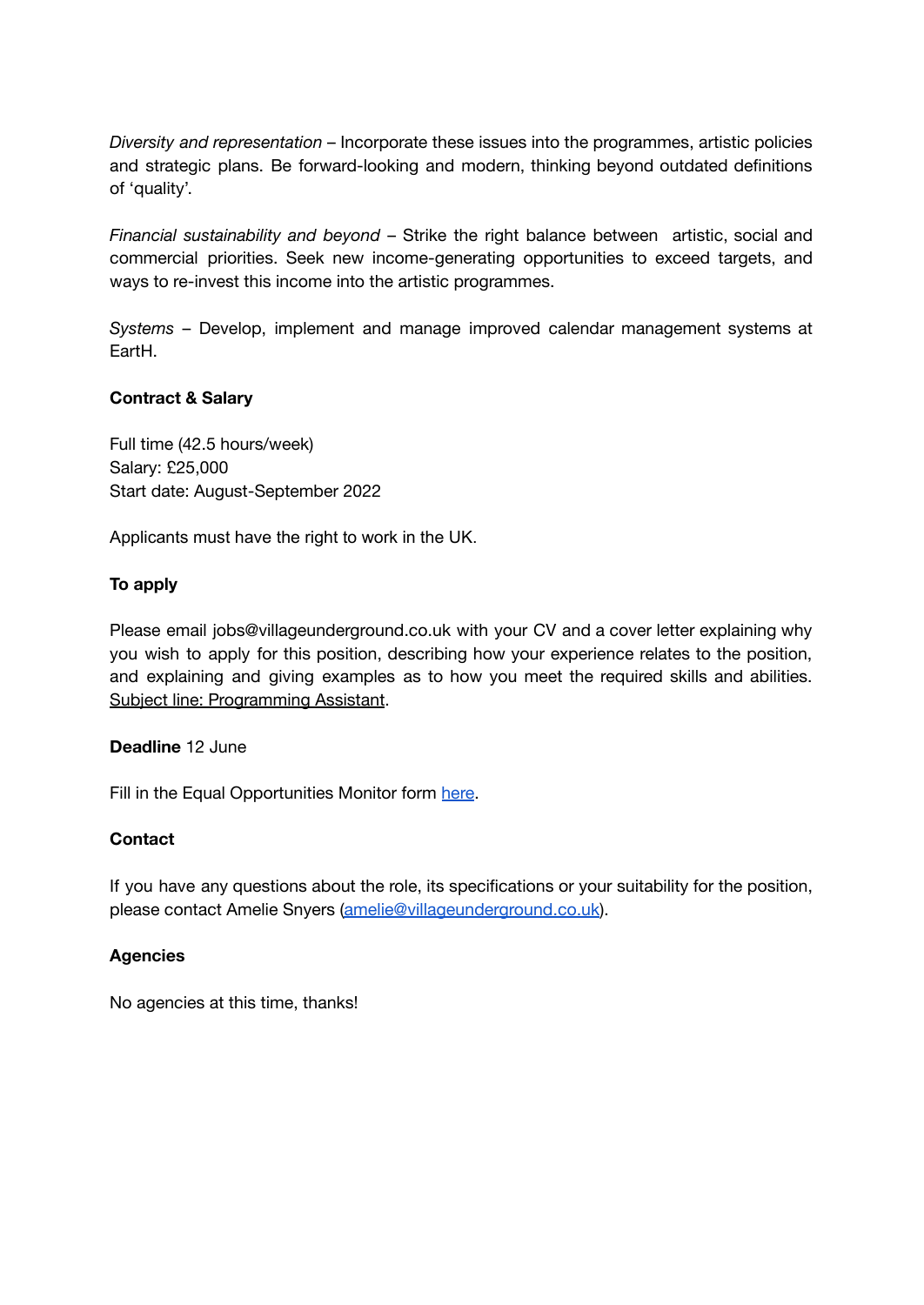*Diversity and representation* – Incorporate these issues into the programmes, artistic policies and strategic plans. Be forward-looking and modern, thinking beyond outdated definitions of 'quality'.

*Financial sustainability and beyond* – Strike the right balance between artistic, social and commercial priorities. Seek new income-generating opportunities to exceed targets, and ways to re-invest this income into the artistic programmes.

*Systems* – Develop, implement and manage improved calendar management systems at EartH.

**Contract & Salary**

Full time (42.5 hours/week)
Salary: £25,000
Start date: August-September 2022

Applicants must have the right to work in the UK.

**To apply**

Please email jobs@villageunderground.co.uk with your CV and a cover letter explaining why you wish to apply for this position, describing how your experience relates to the position, and explaining and giving examples as to how you meet the required skills and abilities. Subject line: Programming Assistant.

**Deadline** 12 June

Fill in the Equal Opportunities Monitor form here.

**Contact**

If you have any questions about the role, its specifications or your suitability for the position, please contact Amelie Snyers (amelie@villageunderground.co.uk).

**Agencies**

No agencies at this time, thanks!